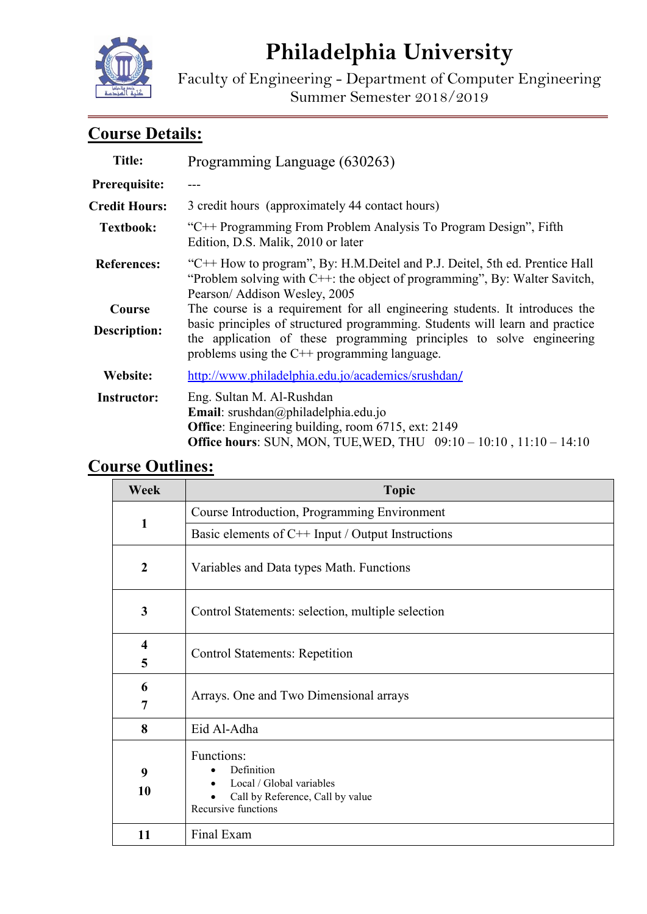# Philadelphia University

Faculty of Engineering - Department of Computer Engineering
Summer Semester 2018/2019

## Course Details:

| | |
|---|---|
| **Title:** | Programming Language (630263) |
| **Prerequisite:** | --- |
| **Credit Hours:** | 3 credit hours (approximately 44 contact hours) |
| **Textbook:** | "C++ Programming From Problem Analysis To Program Design", Fifth Edition, D.S. Malik, 2010 or later |
| **References:** | "C++ How to program", By: H.M.Deitel and P.J. Deitel, 5th ed. Prentice Hall<br>"Problem solving with C++: the object of programming", By: Walter Savitch, Pearson/ Addison Wesley, 2005 |
| **Course Description:** | The course is a requirement for all engineering students. It introduces the basic principles of structured programming. Students will learn and practice the application of these programming principles to solve engineering problems using the C++ programming language. |
| **Website:** | http://www.philadelphia.edu.jo/academics/srushdan/ |
| **Instructor:** | Eng. Sultan M. Al-Rushdan<br>**Email**: srushdan@philadelphia.edu.jo<br>**Office**: Engineering building, room 6715, ext: 2149<br>**Office hours**: SUN, MON, TUE,WED, THU 09:10 – 10:10 , 11:10 – 14:10 |

## Course Outlines:

| Week | Topic |
|---|---|
| 1 | Course Introduction, Programming Environment |
| | Basic elements of C++ Input / Output Instructions |
| 2 | Variables and Data types Math. Functions |
| 3 | Control Statements: selection, multiple selection |
| 4<br>5 | Control Statements: Repetition |
| 6<br>7 | Arrays. One and Two Dimensional arrays |
| 8 | Eid Al-Adha |
| 9<br>10 | Functions:<br>• Definition<br>• Local / Global variables<br>• Call by Reference, Call by value<br>Recursive functions |
| 11 | Final Exam |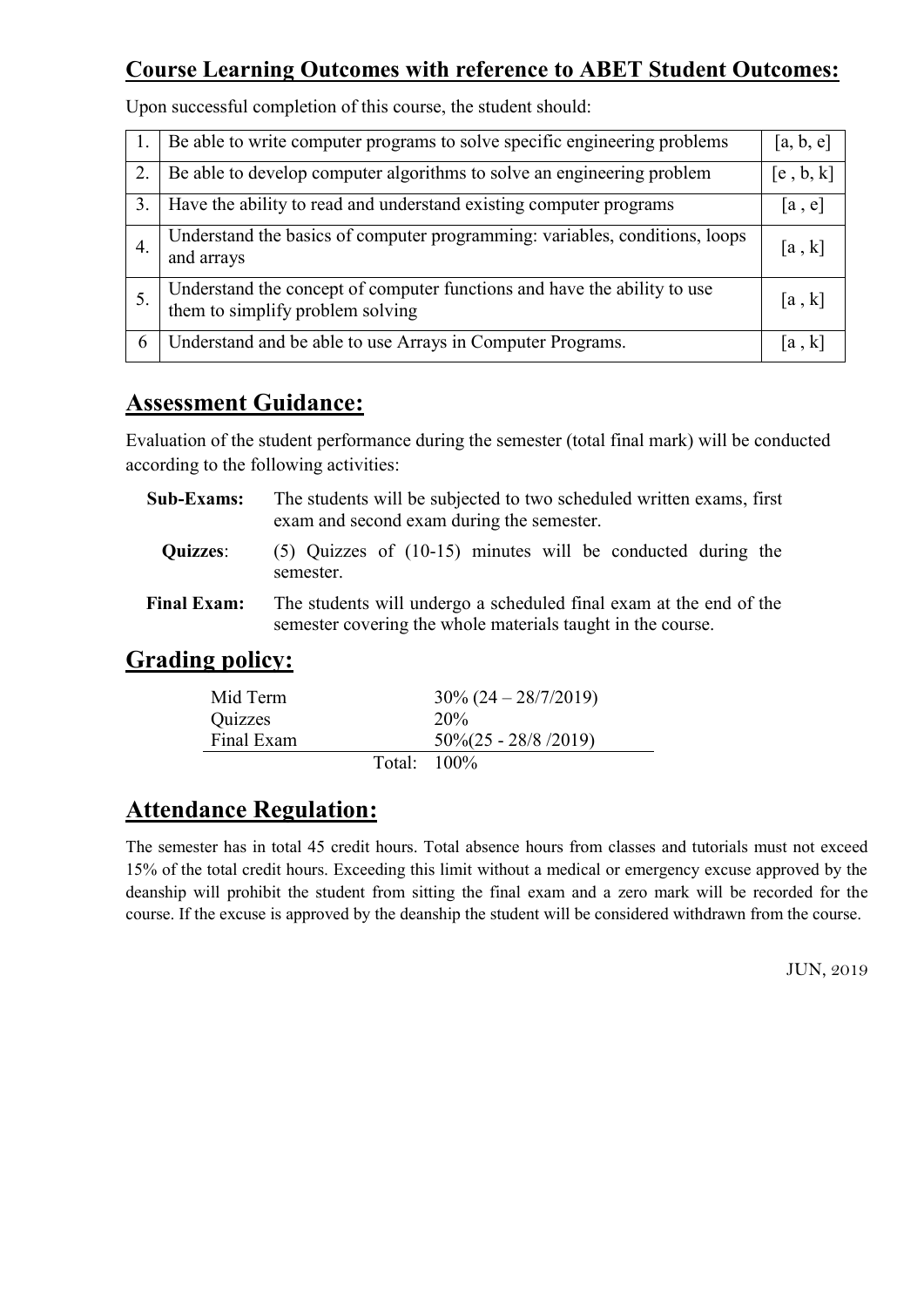## Course Learning Outcomes with reference to ABET Student Outcomes:

Upon successful completion of this course, the student should:

| | | |
|---|---|---|
| 1. | Be able to write computer programs to solve specific engineering problems | [a, b, e] |
| 2. | Be able to develop computer algorithms to solve an engineering problem | [e , b, k] |
| 3. | Have the ability to read and understand existing computer programs | [a , e] |
| 4. | Understand the basics of computer programming: variables, conditions, loops and arrays | [a , k] |
| 5. | Understand the concept of computer functions and have the ability to use them to simplify problem solving | [a , k] |
| 6 | Understand and be able to use Arrays in Computer Programs. | [a , k] |

## Assessment Guidance:

Evaluation of the student performance during the semester (total final mark) will be conducted according to the following activities:

**Sub-Exams:** The students will be subjected to two scheduled written exams, first exam and second exam during the semester.

**Quizzes**: (5) Quizzes of (10-15) minutes will be conducted during the semester.

**Final Exam:** The students will undergo a scheduled final exam at the end of the semester covering the whole materials taught in the course.

## Grading policy:

| | |
|---|---|
| Mid Term | 30% (24 – 28/7/2019) |
| Quizzes | 20% |
| Final Exam | 50%(25 - 28/8 /2019) |
| Total: | 100% |

## Attendance Regulation:

The semester has in total 45 credit hours. Total absence hours from classes and tutorials must not exceed 15% of the total credit hours. Exceeding this limit without a medical or emergency excuse approved by the deanship will prohibit the student from sitting the final exam and a zero mark will be recorded for the course. If the excuse is approved by the deanship the student will be considered withdrawn from the course.

JUN, 2019